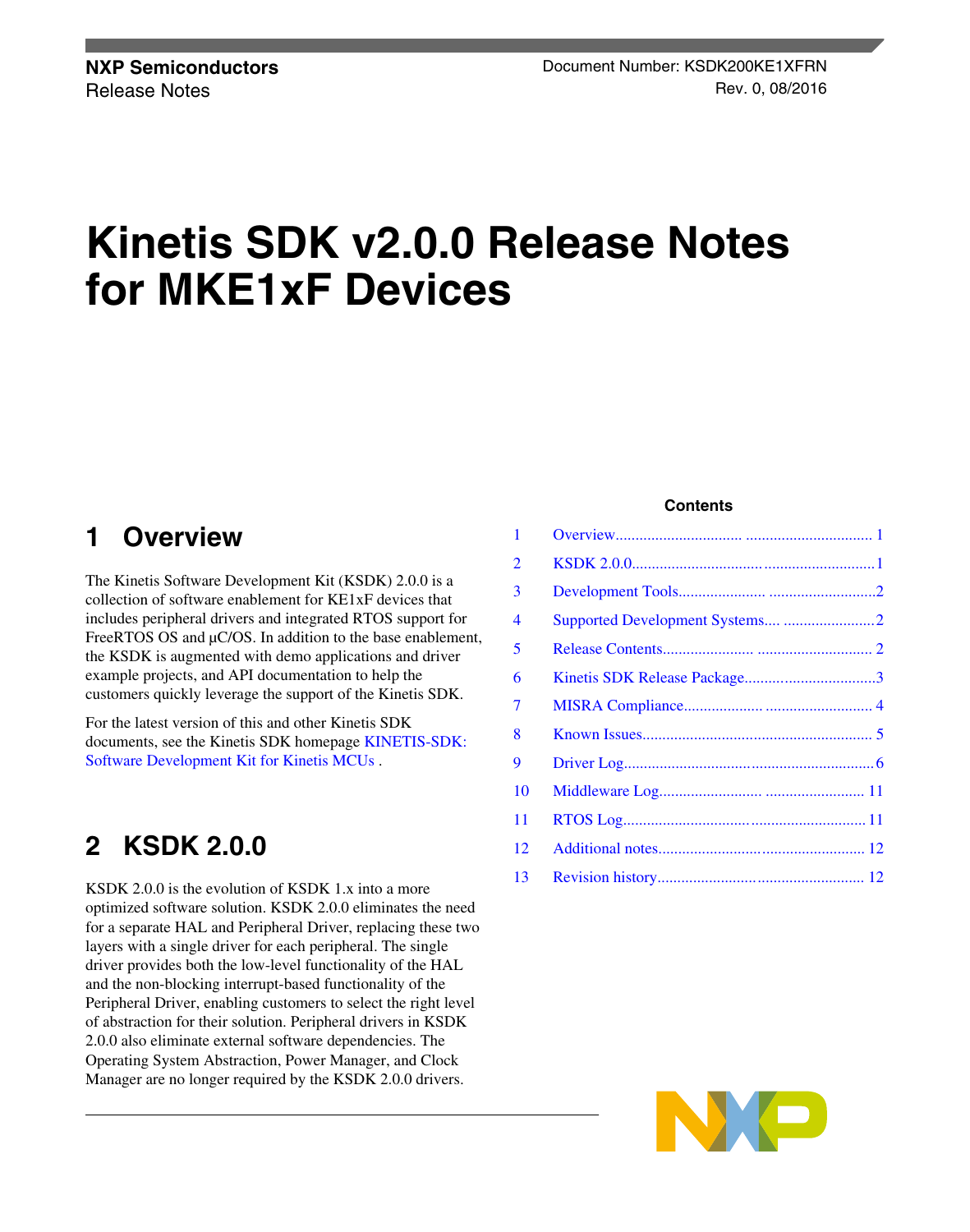**NXP Semiconductors**
Release Notes

Document Number: KSDK200KE1XFRN
Rev. 0, 08/2016

# Kinetis SDK v2.0.0 Release Notes for MKE1xF Devices

**Contents**

| | | |
|---|---|---|
| 1 | Overview | 1 |
| 2 | KSDK 2.0.0 | 1 |
| 3 | Development Tools | 2 |
| 4 | Supported Development Systems | 2 |
| 5 | Release Contents | 2 |
| 6 | Kinetis SDK Release Package | 3 |
| 7 | MISRA Compliance | 4 |
| 8 | Known Issues | 5 |
| 9 | Driver Log | 6 |
| 10 | Middleware Log | 11 |
| 11 | RTOS Log | 11 |
| 12 | Additional notes | 12 |
| 13 | Revision history | 12 |

## 1 Overview

The Kinetis Software Development Kit (KSDK) 2.0.0 is a collection of software enablement for KE1xF devices that includes peripheral drivers and integrated RTOS support for FreeRTOS OS and µC/OS. In addition to the base enablement, the KSDK is augmented with demo applications and driver example projects, and API documentation to help the customers quickly leverage the support of the Kinetis SDK.

For the latest version of this and other Kinetis SDK documents, see the Kinetis SDK homepage KINETIS-SDK: Software Development Kit for Kinetis MCUs .

## 2 KSDK 2.0.0

KSDK 2.0.0 is the evolution of KSDK 1.x into a more optimized software solution. KSDK 2.0.0 eliminates the need for a separate HAL and Peripheral Driver, replacing these two layers with a single driver for each peripheral. The single driver provides both the low-level functionality of the HAL and the non-blocking interrupt-based functionality of the Peripheral Driver, enabling customers to select the right level of abstraction for their solution. Peripheral drivers in KSDK 2.0.0 also eliminate external software dependencies. The Operating System Abstraction, Power Manager, and Clock Manager are no longer required by the KSDK 2.0.0 drivers.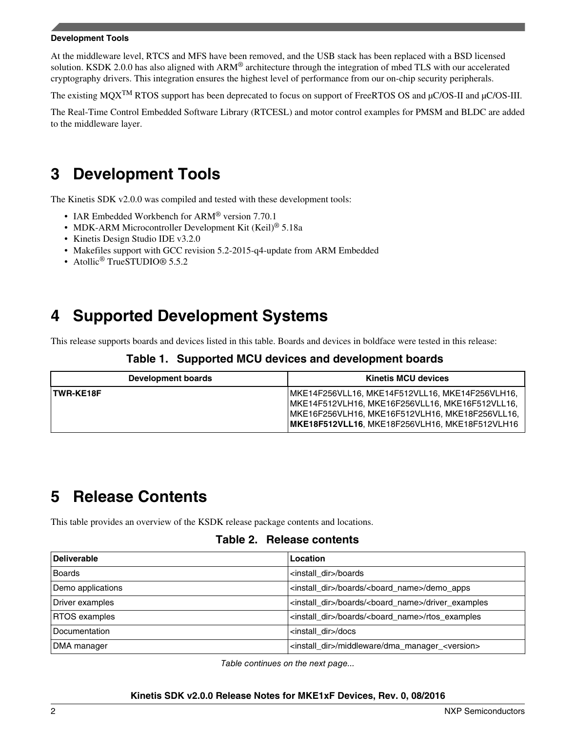At the middleware level, RTCS and MFS have been removed, and the USB stack has been replaced with a BSD licensed solution. KSDK 2.0.0 has also aligned with ARM® architecture through the integration of mbed TLS with our accelerated cryptography drivers. This integration ensures the highest level of performance from our on-chip security peripherals.

The existing MQX™ RTOS support has been deprecated to focus on support of FreeRTOS OS and μC/OS-II and μC/OS-III.

The Real-Time Control Embedded Software Library (RTCESL) and motor control examples for PMSM and BLDC are added to the middleware layer.

# 3 Development Tools

The Kinetis SDK v2.0.0 was compiled and tested with these development tools:

- IAR Embedded Workbench for ARM® version 7.70.1
- MDK-ARM Microcontroller Development Kit (Keil)® 5.18a
- Kinetis Design Studio IDE v3.2.0
- Makefiles support with GCC revision 5.2-2015-q4-update from ARM Embedded
- Atollic® TrueSTUDIO® 5.5.2

# 4 Supported Development Systems

This release supports boards and devices listed in this table. Boards and devices in boldface were tested in this release:

**Table 1. Supported MCU devices and development boards**

| Development boards | Kinetis MCU devices |
|---|---|
| **TWR-KE18F** | MKE14F256VLL16, MKE14F512VLL16, MKE14F256VLH16, MKE14F512VLH16, MKE16F256VLL16, MKE16F512VLL16, MKE16F256VLH16, MKE16F512VLH16, MKE18F256VLL16, **MKE18F512VLL16**, MKE18F256VLH16, MKE18F512VLH16 |

# 5 Release Contents

This table provides an overview of the KSDK release package contents and locations.

**Table 2. Release contents**

| Deliverable | Location |
|---|---|
| Boards | <install_dir>/boards |
| Demo applications | <install_dir>/boards/<board_name>/demo_apps |
| Driver examples | <install_dir>/boards/<board_name>/driver_examples |
| RTOS examples | <install_dir>/boards/<board_name>/rtos_examples |
| Documentation | <install_dir>/docs |
| DMA manager | <install_dir>/middleware/dma_manager_<version> |

*Table continues on the next page...*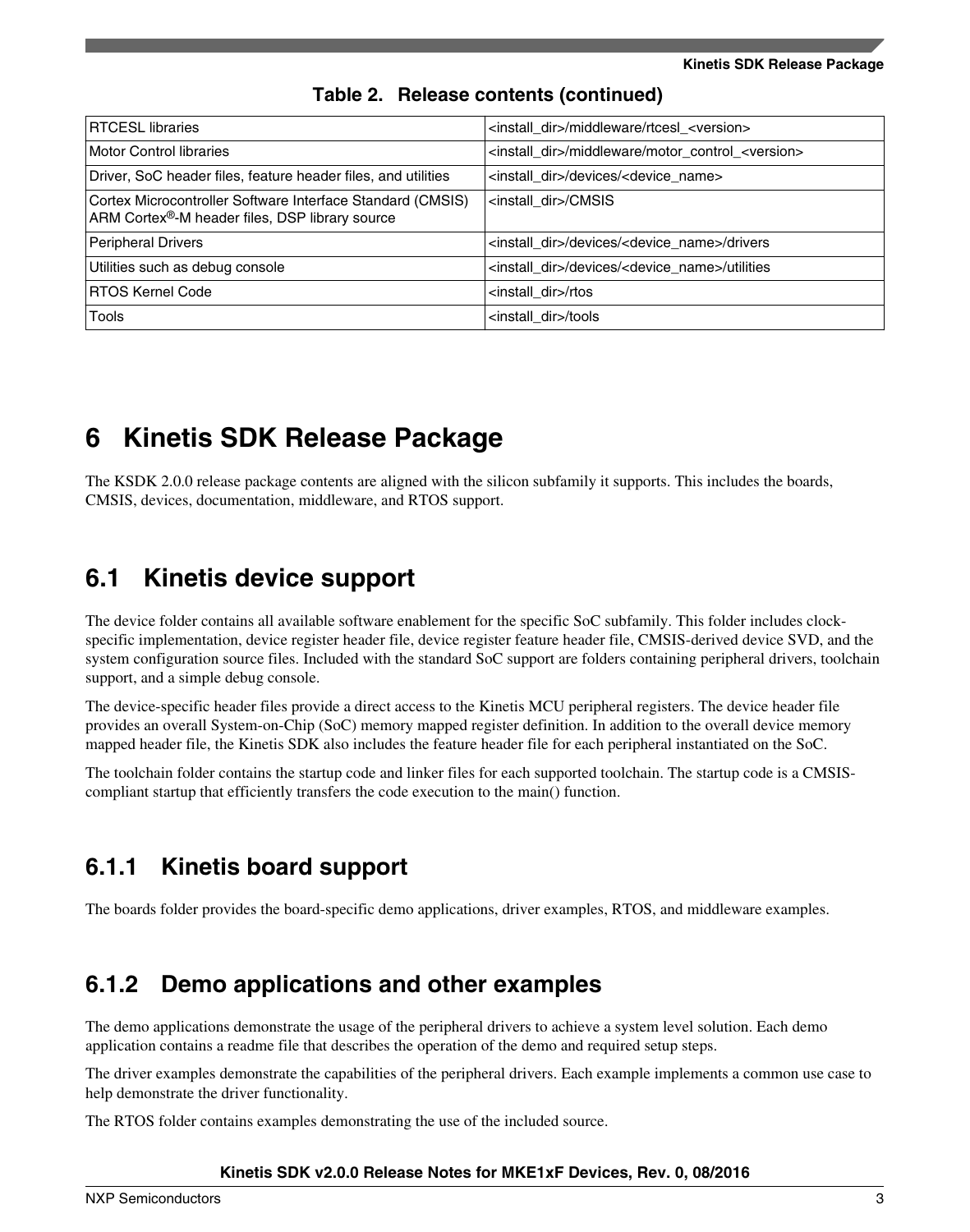**Table 2. Release contents (continued)**

| | |
|---|---|
| RTCESL libraries | <install_dir>/middleware/rtcesl_<version> |
| Motor Control libraries | <install_dir>/middleware/motor_control_<version> |
| Driver, SoC header files, feature header files, and utilities | <install_dir>/devices/<device_name> |
| Cortex Microcontroller Software Interface Standard (CMSIS) ARM Cortex®-M header files, DSP library source | <install_dir>/CMSIS |
| Peripheral Drivers | <install_dir>/devices/<device_name>/drivers |
| Utilities such as debug console | <install_dir>/devices/<device_name>/utilities |
| RTOS Kernel Code | <install_dir>/rtos |
| Tools | <install_dir>/tools |

# 6 Kinetis SDK Release Package

The KSDK 2.0.0 release package contents are aligned with the silicon subfamily it supports. This includes the boards, CMSIS, devices, documentation, middleware, and RTOS support.

## 6.1 Kinetis device support

The device folder contains all available software enablement for the specific SoC subfamily. This folder includes clock-specific implementation, device register header file, device register feature header file, CMSIS-derived device SVD, and the system configuration source files. Included with the standard SoC support are folders containing peripheral drivers, toolchain support, and a simple debug console.

The device-specific header files provide a direct access to the Kinetis MCU peripheral registers. The device header file provides an overall System-on-Chip (SoC) memory mapped register definition. In addition to the overall device memory mapped header file, the Kinetis SDK also includes the feature header file for each peripheral instantiated on the SoC.

The toolchain folder contains the startup code and linker files for each supported toolchain. The startup code is a CMSIS-compliant startup that efficiently transfers the code execution to the main() function.

### 6.1.1 Kinetis board support

The boards folder provides the board-specific demo applications, driver examples, RTOS, and middleware examples.

### 6.1.2 Demo applications and other examples

The demo applications demonstrate the usage of the peripheral drivers to achieve a system level solution. Each demo application contains a readme file that describes the operation of the demo and required setup steps.

The driver examples demonstrate the capabilities of the peripheral drivers. Each example implements a common use case to help demonstrate the driver functionality.

The RTOS folder contains examples demonstrating the use of the included source.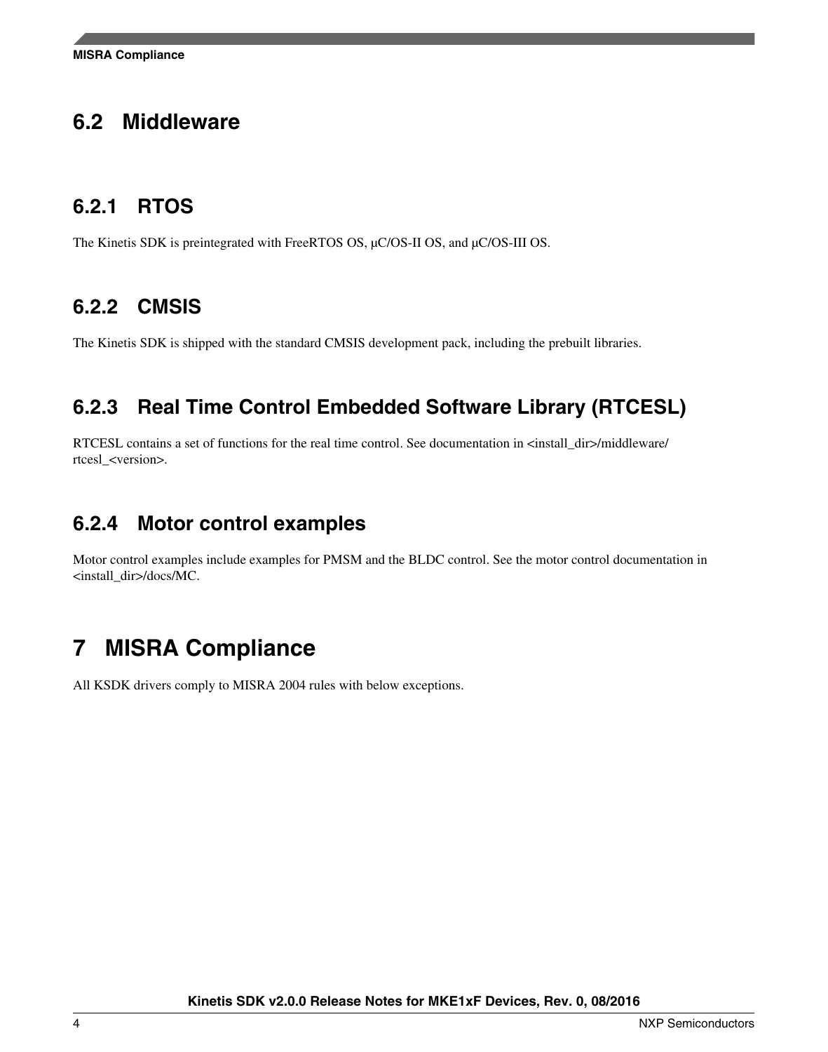## 6.2 Middleware

### 6.2.1 RTOS

The Kinetis SDK is preintegrated with FreeRTOS OS, μC/OS-II OS, and μC/OS-III OS.

### 6.2.2 CMSIS

The Kinetis SDK is shipped with the standard CMSIS development pack, including the prebuilt libraries.

### 6.2.3 Real Time Control Embedded Software Library (RTCESL)

RTCESL contains a set of functions for the real time control. See documentation in <install_dir>/middleware/rtcesl_<version>.

### 6.2.4 Motor control examples

Motor control examples include examples for PMSM and the BLDC control. See the motor control documentation in <install_dir>/docs/MC.

# 7 MISRA Compliance

All KSDK drivers comply to MISRA 2004 rules with below exceptions.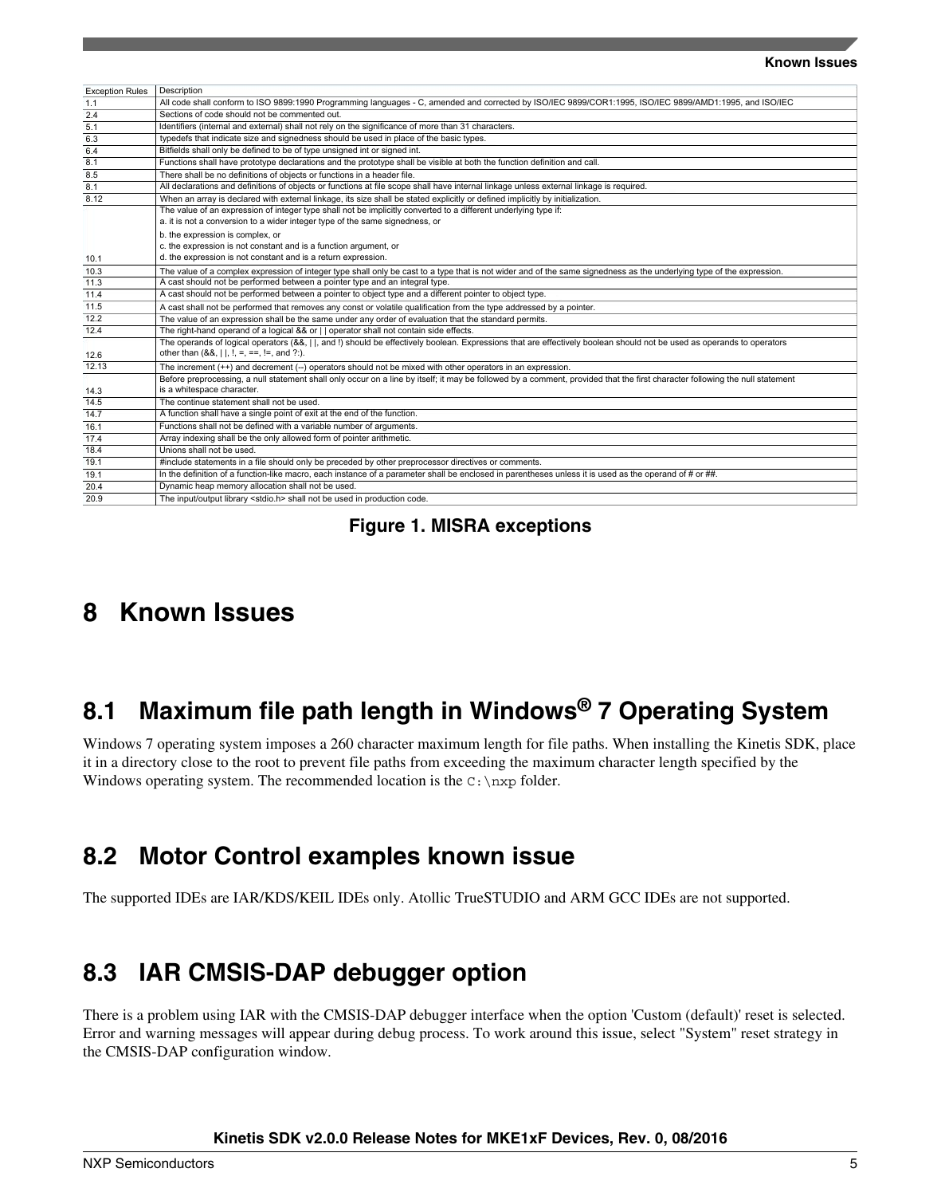| Exception Rules | Description |
|---|---|
| 1.1 | All code shall conform to ISO 9899:1990 Programming languages - C, amended and corrected by ISO/IEC 9899/COR1:1995, ISO/IEC 9899/AMD1:1995, and ISO/IEC |
| 2.4 | Sections of code should not be commented out. |
| 5.1 | Identifiers (internal and external) shall not rely on the significance of more than 31 characters. |
| 6.3 | typedefs that indicate size and signedness should be used in place of the basic types. |
| 6.4 | Bitfields shall only be defined to be of type unsigned int or signed int. |
| 8.1 | Functions shall have prototype declarations and the prototype shall be visible at both the function definition and call. |
| 8.5 | There shall be no definitions of objects or functions in a header file. |
| 8.1 | All declarations and definitions of objects or functions at file scope shall have internal linkage unless external linkage is required. |
| 8.12 | When an array is declared with external linkage, its size shall be stated explicitly or defined implicitly by initialization. |
| 10.1 | The value of an expression of integer type shall not be implicitly converted to a different underlying type if:<br>a. it is not a conversion to a wider integer type of the same signedness, or<br>b. the expression is complex, or<br>c. the expression is not constant and is a function argument, or<br>d. the expression is not constant and is a return expression. |
| 10.3 | The value of a complex expression of integer type shall only be cast to a type that is not wider and of the same signedness as the underlying type of the expression. |
| 11.3 | A cast should not be performed between a pointer type and an integral type. |
| 11.4 | A cast should not be performed between a pointer to object type and a different pointer to object type. |
| 11.5 | A cast shall not be performed that removes any const or volatile qualification from the type addressed by a pointer. |
| 12.2 | The value of an expression shall be the same under any order of evaluation that the standard permits. |
| 12.4 | The right-hand operand of a logical && or \|\| operator shall not contain side effects. |
| 12.6 | The operands of logical operators (&&, \|\|, and !) should be effectively boolean. Expressions that are effectively boolean should not be used as operands to operators other than (&&, \|\|, !, =, ==, !=, and ?:). |
| 12.13 | The increment (++) and decrement (--) operators should not be mixed with other operators in an expression. |
| 14.3 | Before preprocessing, a null statement shall only occur on a line by itself; it may be followed by a comment, provided that the first character following the null statement is a whitespace character. |
| 14.5 | The continue statement shall not be used. |
| 14.7 | A function shall have a single point of exit at the end of the function. |
| 16.1 | Functions shall not be defined with a variable number of arguments. |
| 17.4 | Array indexing shall be the only allowed form of pointer arithmetic. |
| 18.4 | Unions shall not be used. |
| 19.1 | #include statements in a file should only be preceded by other preprocessor directives or comments. |
| 19.1 | In the definition of a function-like macro, each instance of a parameter shall be enclosed in parentheses unless it is used as the operand of # or ##. |
| 20.4 | Dynamic heap memory allocation shall not be used. |
| 20.9 | The input/output library <stdio.h> shall not be used in production code. |

**Figure 1. MISRA exceptions**

# 8 Known Issues

## 8.1 Maximum file path length in Windows® 7 Operating System

Windows 7 operating system imposes a 260 character maximum length for file paths. When installing the Kinetis SDK, place it in a directory close to the root to prevent file paths from exceeding the maximum character length specified by the Windows operating system. The recommended location is the `C:\nxp` folder.

## 8.2 Motor Control examples known issue

The supported IDEs are IAR/KDS/KEIL IDEs only. Atollic TrueSTUDIO and ARM GCC IDEs are not supported.

## 8.3 IAR CMSIS-DAP debugger option

There is a problem using IAR with the CMSIS-DAP debugger interface when the option 'Custom (default)' reset is selected. Error and warning messages will appear during debug process. To work around this issue, select "System" reset strategy in the CMSIS-DAP configuration window.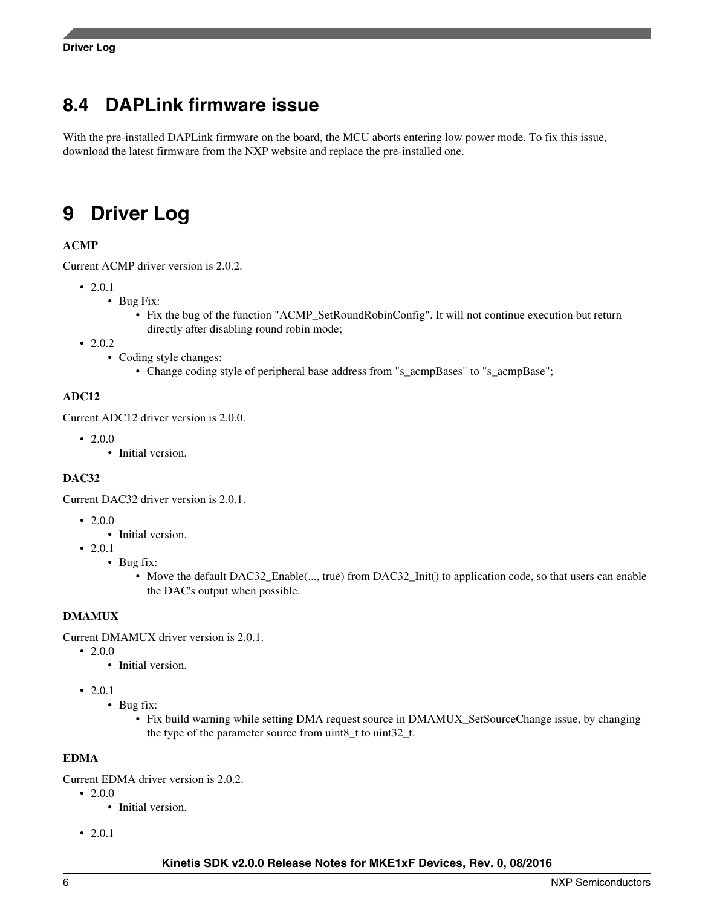## 8.4 DAPLink firmware issue

With the pre-installed DAPLink firmware on the board, the MCU aborts entering low power mode. To fix this issue, download the latest firmware from the NXP website and replace the pre-installed one.

# 9 Driver Log

**ACMP**

Current ACMP driver version is 2.0.2.

- 2.0.1
  - Bug Fix:
    - Fix the bug of the function "ACMP_SetRoundRobinConfig". It will not continue execution but return directly after disabling round robin mode;
- 2.0.2
  - Coding style changes:
    - Change coding style of peripheral base address from "s_acmpBases" to "s_acmpBase";

**ADC12**

Current ADC12 driver version is 2.0.0.

- 2.0.0
  - Initial version.

**DAC32**

Current DAC32 driver version is 2.0.1.

- 2.0.0
  - Initial version.
- 2.0.1
  - Bug fix:
    - Move the default DAC32_Enable(..., true) from DAC32_Init() to application code, so that users can enable the DAC's output when possible.

**DMAMUX**

Current DMAMUX driver version is 2.0.1.

- 2.0.0
  - Initial version.
- 2.0.1
  - Bug fix:
    - Fix build warning while setting DMA request source in DMAMUX_SetSourceChange issue, by changing the type of the parameter source from uint8_t to uint32_t.

**EDMA**

Current EDMA driver version is 2.0.2.

- 2.0.0
  - Initial version.
- 2.0.1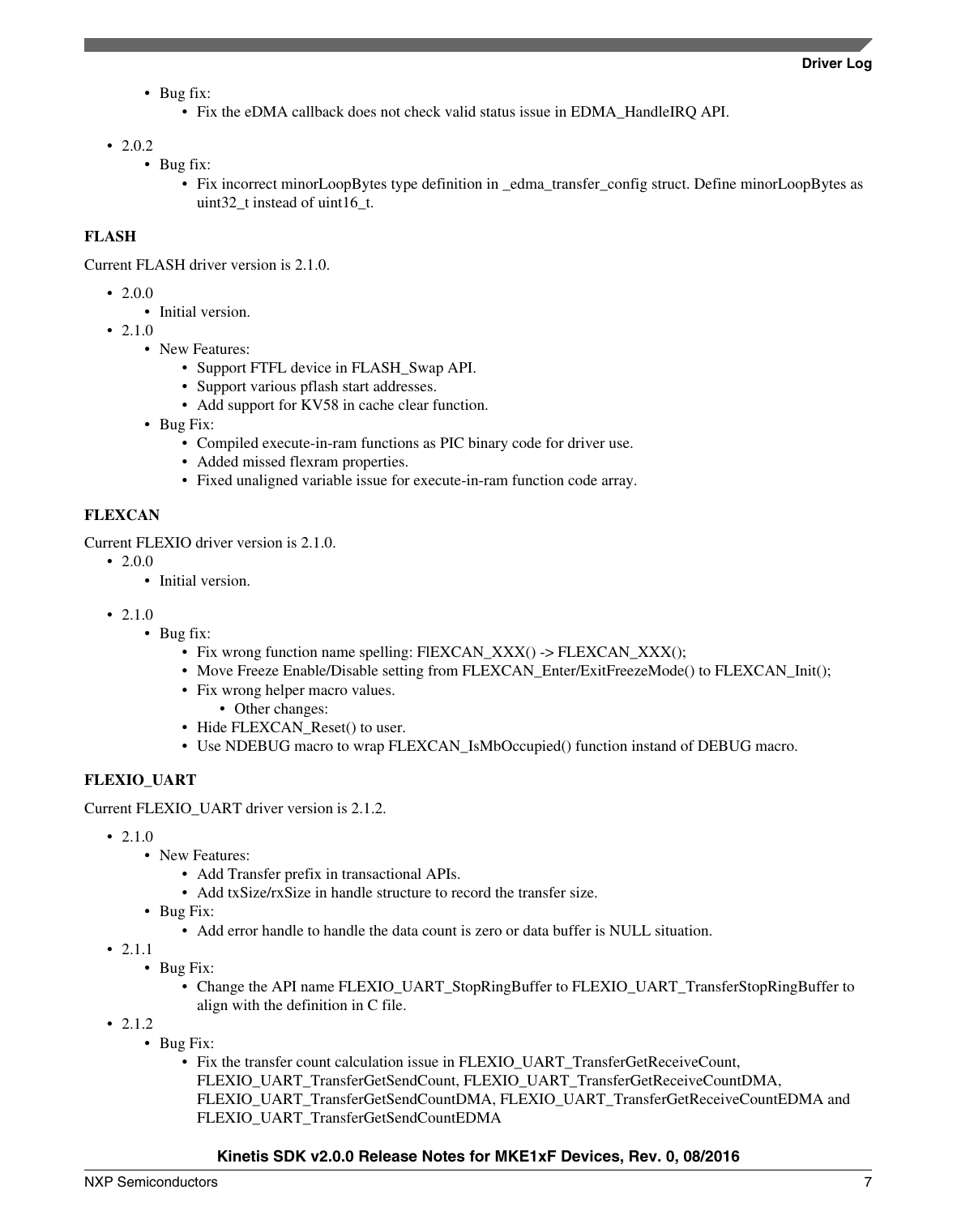- Bug fix:
    - Fix the eDMA callback does not check valid status issue in EDMA_HandleIRQ API.

- 2.0.2
  - Bug fix:
    - Fix incorrect minorLoopBytes type definition in _edma_transfer_config struct. Define minorLoopBytes as uint32_t instead of uint16_t.

**FLASH**

Current FLASH driver version is 2.1.0.

- 2.0.0
  - Initial version.
- 2.1.0
  - New Features:
    - Support FTFL device in FLASH_Swap API.
    - Support various pflash start addresses.
    - Add support for KV58 in cache clear function.
  - Bug Fix:
    - Compiled execute-in-ram functions as PIC binary code for driver use.
    - Added missed flexram properties.
    - Fixed unaligned variable issue for execute-in-ram function code array.

**FLEXCAN**

Current FLEXIO driver version is 2.1.0.

- 2.0.0
  - Initial version.

- 2.1.0
  - Bug fix:
    - Fix wrong function name spelling: FlEXCAN_XXX() -> FLEXCAN_XXX();
    - Move Freeze Enable/Disable setting from FLEXCAN_Enter/ExitFreezeMode() to FLEXCAN_Init();
    - Fix wrong helper macro values.
      - Other changes:
    - Hide FLEXCAN_Reset() to user.
    - Use NDEBUG macro to wrap FLEXCAN_IsMbOccupied() function instand of DEBUG macro.

**FLEXIO_UART**

Current FLEXIO_UART driver version is 2.1.2.

- 2.1.0
  - New Features:
    - Add Transfer prefix in transactional APIs.
    - Add txSize/rxSize in handle structure to record the transfer size.
  - Bug Fix:
    - Add error handle to handle the data count is zero or data buffer is NULL situation.
- 2.1.1
  - Bug Fix:
    - Change the API name FLEXIO_UART_StopRingBuffer to FLEXIO_UART_TransferStopRingBuffer to align with the definition in C file.
- 2.1.2
  - Bug Fix:
    - Fix the transfer count calculation issue in FLEXIO_UART_TransferGetReceiveCount, FLEXIO_UART_TransferGetSendCount, FLEXIO_UART_TransferGetReceiveCountDMA, FLEXIO_UART_TransferGetSendCountDMA, FLEXIO_UART_TransferGetReceiveCountEDMA and FLEXIO_UART_TransferGetSendCountEDMA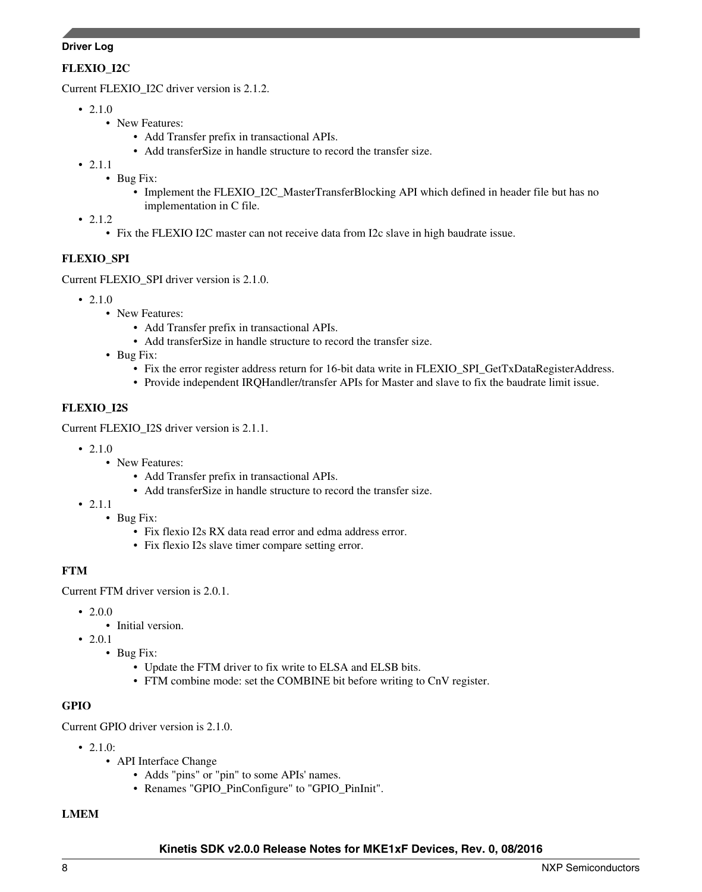### FLEXIO_I2C

Current FLEXIO_I2C driver version is 2.1.2.

- 2.1.0
  - New Features:
    - Add Transfer prefix in transactional APIs.
    - Add transferSize in handle structure to record the transfer size.
- 2.1.1
  - Bug Fix:
    - Implement the FLEXIO_I2C_MasterTransferBlocking API which defined in header file but has no implementation in C file.
- 2.1.2
  - Fix the FLEXIO I2C master can not receive data from I2c slave in high baudrate issue.

### FLEXIO_SPI

Current FLEXIO_SPI driver version is 2.1.0.

- 2.1.0
  - New Features:
    - Add Transfer prefix in transactional APIs.
    - Add transferSize in handle structure to record the transfer size.
  - Bug Fix:
    - Fix the error register address return for 16-bit data write in FLEXIO_SPI_GetTxDataRegisterAddress.
    - Provide independent IRQHandler/transfer APIs for Master and slave to fix the baudrate limit issue.

### FLEXIO_I2S

Current FLEXIO_I2S driver version is 2.1.1.

- 2.1.0
  - New Features:
    - Add Transfer prefix in transactional APIs.
    - Add transferSize in handle structure to record the transfer size.
- 2.1.1
  - Bug Fix:
    - Fix flexio I2s RX data read error and edma address error.
    - Fix flexio I2s slave timer compare setting error.

### FTM

Current FTM driver version is 2.0.1.

- 2.0.0
  - Initial version.
- 2.0.1
  - Bug Fix:
    - Update the FTM driver to fix write to ELSA and ELSB bits.
    - FTM combine mode: set the COMBINE bit before writing to CnV register.

### GPIO

Current GPIO driver version is 2.1.0.

- 2.1.0:
  - API Interface Change
    - Adds "pins" or "pin" to some APIs' names.
    - Renames "GPIO_PinConfigure" to "GPIO_PinInit".

### LMEM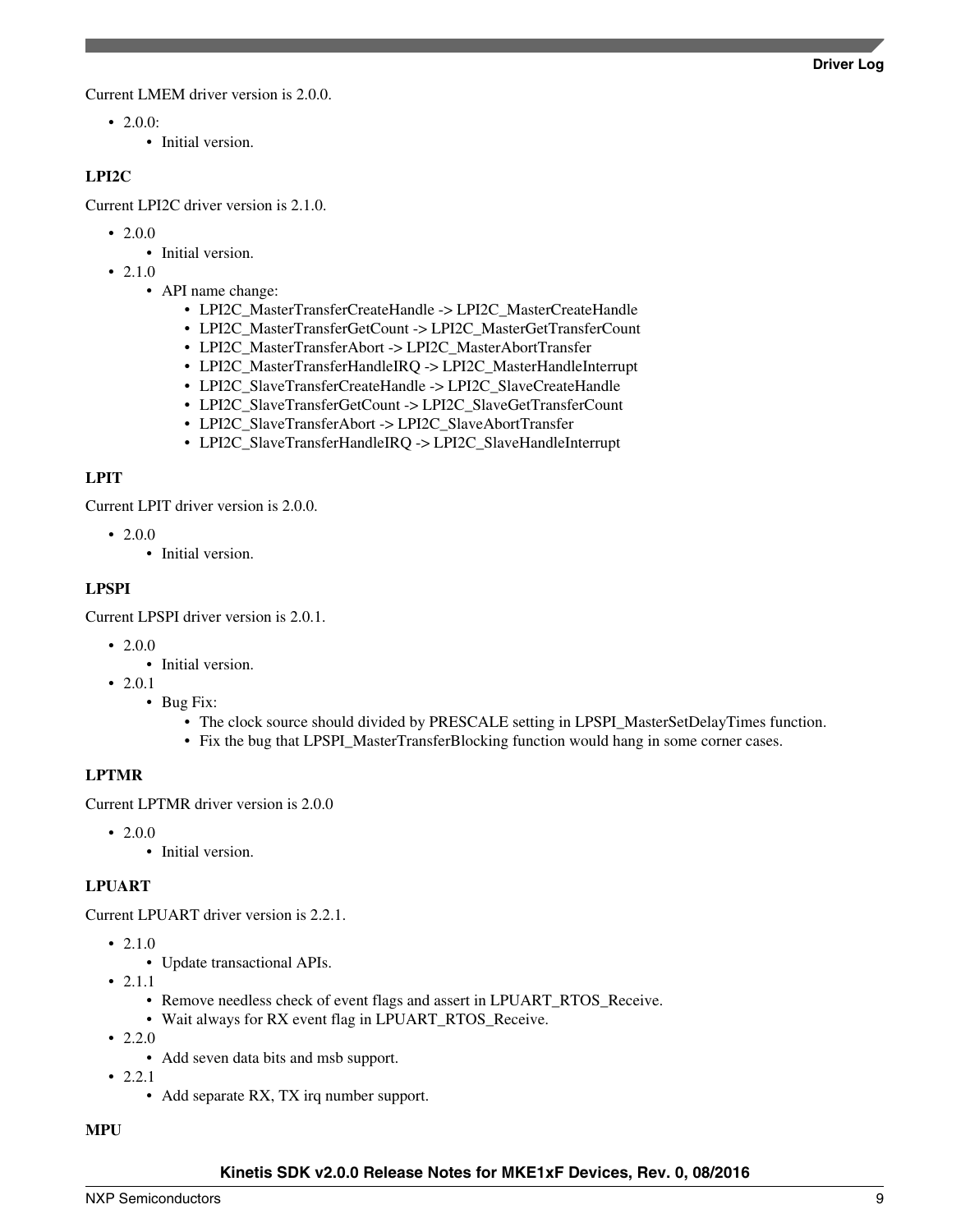Current LMEM driver version is 2.0.0.

- 2.0.0:
  - Initial version.

### LPI2C

Current LPI2C driver version is 2.1.0.

- 2.0.0
  - Initial version.
- 2.1.0
  - API name change:
    - LPI2C_MasterTransferCreateHandle -> LPI2C_MasterCreateHandle
    - LPI2C_MasterTransferGetCount -> LPI2C_MasterGetTransferCount
    - LPI2C_MasterTransferAbort -> LPI2C_MasterAbortTransfer
    - LPI2C_MasterTransferHandleIRQ -> LPI2C_MasterHandleInterrupt
    - LPI2C_SlaveTransferCreateHandle -> LPI2C_SlaveCreateHandle
    - LPI2C_SlaveTransferGetCount -> LPI2C_SlaveGetTransferCount
    - LPI2C_SlaveTransferAbort -> LPI2C_SlaveAbortTransfer
    - LPI2C_SlaveTransferHandleIRQ -> LPI2C_SlaveHandleInterrupt

### LPIT

Current LPIT driver version is 2.0.0.

- 2.0.0
  - Initial version.

### LPSPI

Current LPSPI driver version is 2.0.1.

- 2.0.0
  - Initial version.
- 2.0.1
  - Bug Fix:
    - The clock source should divided by PRESCALE setting in LPSPI_MasterSetDelayTimes function.
    - Fix the bug that LPSPI_MasterTransferBlocking function would hang in some corner cases.

### LPTMR

Current LPTMR driver version is 2.0.0

- 2.0.0
  - Initial version.

### LPUART

Current LPUART driver version is 2.2.1.

- 2.1.0
  - Update transactional APIs.
- 2.1.1
  - Remove needless check of event flags and assert in LPUART_RTOS_Receive.
  - Wait always for RX event flag in LPUART_RTOS_Receive.
- 2.2.0
  - Add seven data bits and msb support.
- 2.2.1
  - Add separate RX, TX irq number support.

### MPU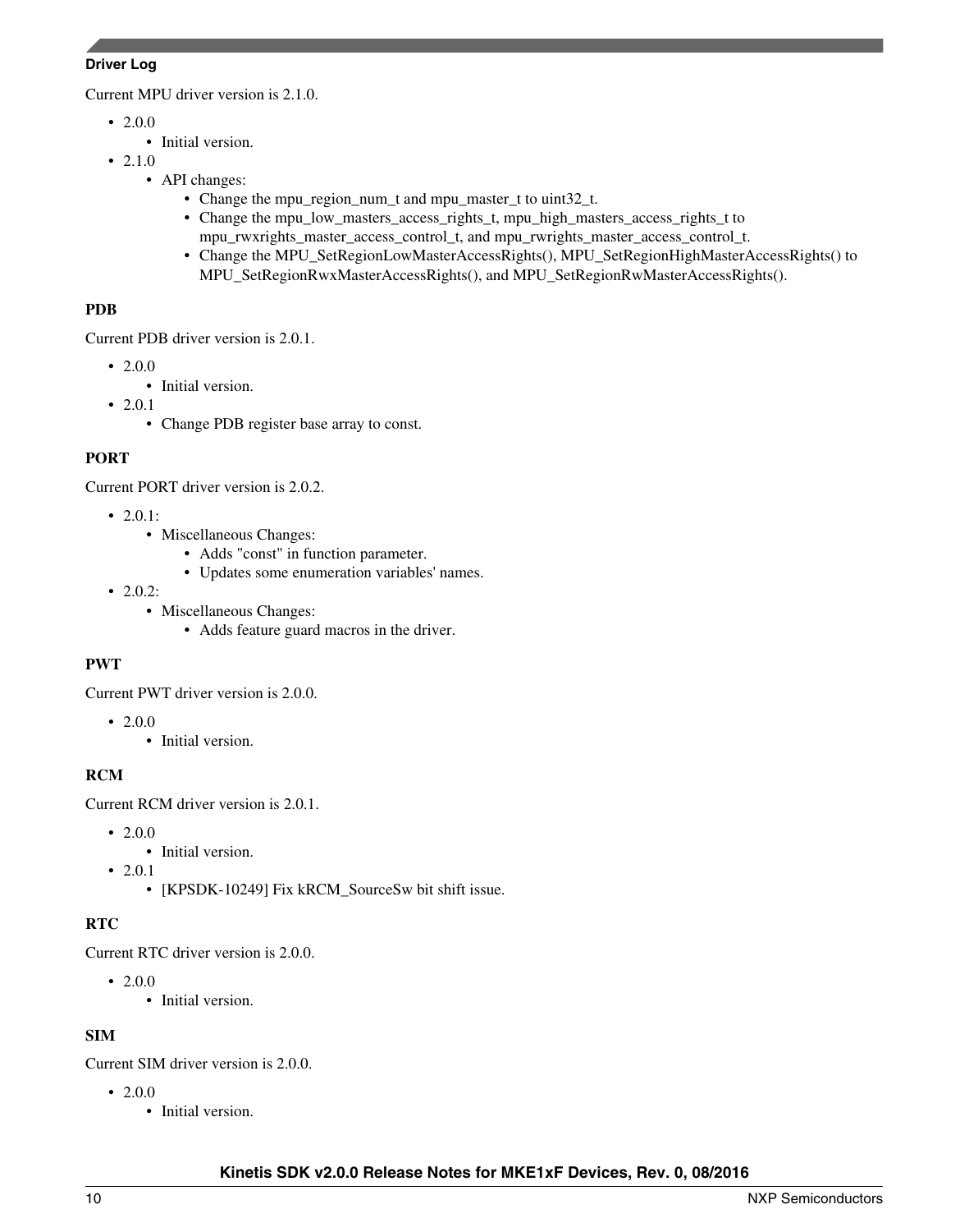Current MPU driver version is 2.1.0.

- 2.0.0
  - Initial version.
- 2.1.0
  - API changes:
    - Change the mpu_region_num_t and mpu_master_t to uint32_t.
    - Change the mpu_low_masters_access_rights_t, mpu_high_masters_access_rights_t to mpu_rwxrights_master_access_control_t, and mpu_rwrights_master_access_control_t.
    - Change the MPU_SetRegionLowMasterAccessRights(), MPU_SetRegionHighMasterAccessRights() to MPU_SetRegionRwxMasterAccessRights(), and MPU_SetRegionRwMasterAccessRights().

### PDB

Current PDB driver version is 2.0.1.

- 2.0.0
  - Initial version.
- 2.0.1
  - Change PDB register base array to const.

### PORT

Current PORT driver version is 2.0.2.

- 2.0.1:
  - Miscellaneous Changes:
    - Adds "const" in function parameter.
    - Updates some enumeration variables' names.
- 2.0.2:
  - Miscellaneous Changes:
    - Adds feature guard macros in the driver.

### PWT

Current PWT driver version is 2.0.0.

- 2.0.0
  - Initial version.

### RCM

Current RCM driver version is 2.0.1.

- 2.0.0
  - Initial version.
- 2.0.1
  - [KPSDK-10249] Fix kRCM_SourceSw bit shift issue.

### RTC

Current RTC driver version is 2.0.0.

- 2.0.0
  - Initial version.

### SIM

Current SIM driver version is 2.0.0.

- 2.0.0
  - Initial version.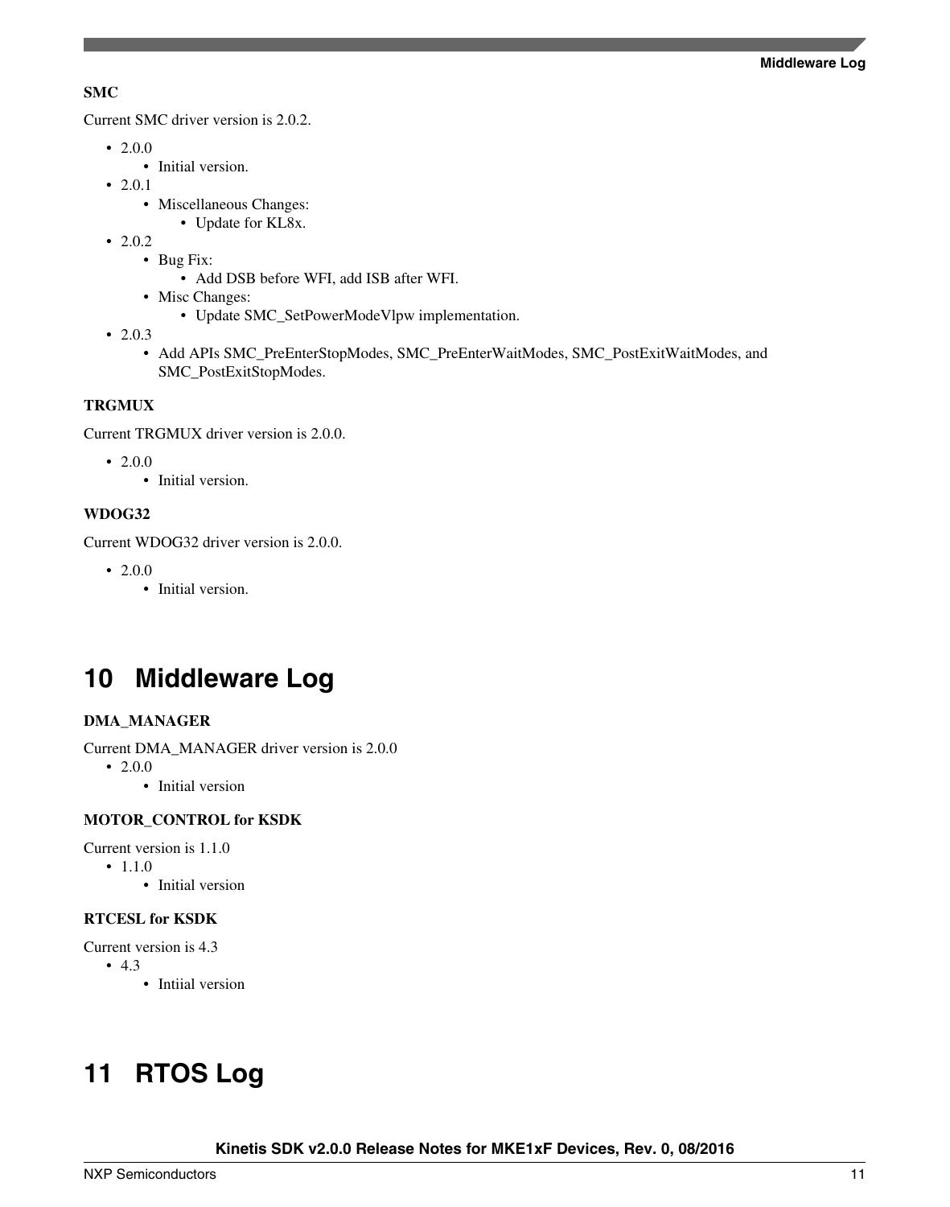**SMC**

Current SMC driver version is 2.0.2.

- 2.0.0
  - Initial version.
- 2.0.1
  - Miscellaneous Changes:
    - Update for KL8x.
- 2.0.2
  - Bug Fix:
    - Add DSB before WFI, add ISB after WFI.
  - Misc Changes:
    - Update SMC_SetPowerModeVlpw implementation.
- 2.0.3
  - Add APIs SMC_PreEnterStopModes, SMC_PreEnterWaitModes, SMC_PostExitWaitModes, and SMC_PostExitStopModes.

**TRGMUX**

Current TRGMUX driver version is 2.0.0.

- 2.0.0
  - Initial version.

**WDOG32**

Current WDOG32 driver version is 2.0.0.

- 2.0.0
  - Initial version.

# 10 Middleware Log

**DMA_MANAGER**

Current DMA_MANAGER driver version is 2.0.0

- 2.0.0
  - Initial version

**MOTOR_CONTROL for KSDK**

Current version is 1.1.0

- 1.1.0
  - Initial version

**RTCESL for KSDK**

Current version is 4.3

- 4.3
  - Intiial version

# 11 RTOS Log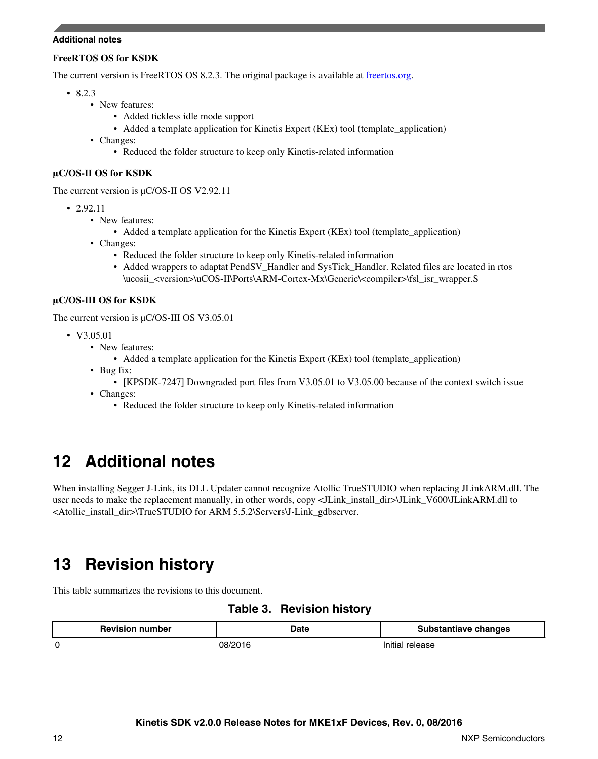**FreeRTOS OS for KSDK**

The current version is FreeRTOS OS 8.2.3. The original package is available at freertos.org.

- 8.2.3
    - New features:
        - Added tickless idle mode support
        - Added a template application for Kinetis Expert (KEx) tool (template_application)
    - Changes:
        - Reduced the folder structure to keep only Kinetis-related information

**µC/OS-II OS for KSDK**

The current version is µC/OS-II OS V2.92.11

- 2.92.11
    - New features:
        - Added a template application for the Kinetis Expert (KEx) tool (template_application)
    - Changes:
        - Reduced the folder structure to keep only Kinetis-related information
        - Added wrappers to adaptat PendSV_Handler and SysTick_Handler. Related files are located in rtos \ucosii_<version>\uCOS-II\Ports\ARM-Cortex-Mx\Generic\<compiler>\fsl_isr_wrapper.S

**µC/OS-III OS for KSDK**

The current version is µC/OS-III OS V3.05.01

- V3.05.01
    - New features:
        - Added a template application for the Kinetis Expert (KEx) tool (template_application)
    - Bug fix:
        - [KPSDK-7247] Downgraded port files from V3.05.01 to V3.05.00 because of the context switch issue
    - Changes:
        - Reduced the folder structure to keep only Kinetis-related information

# 12 Additional notes

When installing Segger J-Link, its DLL Updater cannot recognize Atollic TrueSTUDIO when replacing JLinkARM.dll. The user needs to make the replacement manually, in other words, copy <JLink_install_dir>\JLink_V600\JLinkARM.dll to <Atollic_install_dir>\TrueSTUDIO for ARM 5.5.2\Servers\J-Link_gdbserver.

# 13 Revision history

This table summarizes the revisions to this document.

**Table 3. Revision history**

| Revision number | Date | Substantiave changes |
| --- | --- | --- |
| 0 | 08/2016 | Initial release |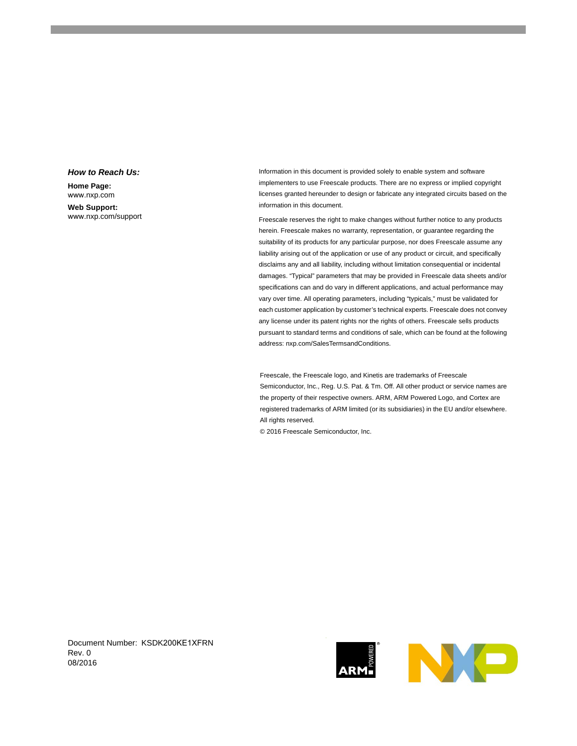***How to Reach Us:***

**Home Page:**
www.nxp.com

**Web Support:**
www.nxp.com/support

Information in this document is provided solely to enable system and software implementers to use Freescale products. There are no express or implied copyright licenses granted hereunder to design or fabricate any integrated circuits based on the information in this document.

Freescale reserves the right to make changes without further notice to any products herein. Freescale makes no warranty, representation, or guarantee regarding the suitability of its products for any particular purpose, nor does Freescale assume any liability arising out of the application or use of any product or circuit, and specifically disclaims any and all liability, including without limitation consequential or incidental damages. “Typical” parameters that may be provided in Freescale data sheets and/or specifications can and do vary in different applications, and actual performance may vary over time. All operating parameters, including “typicals,” must be validated for each customer application by customer’s technical experts. Freescale does not convey any license under its patent rights nor the rights of others. Freescale sells products pursuant to standard terms and conditions of sale, which can be found at the following address: nxp.com/SalesTermsandConditions.

Freescale, the Freescale logo, and Kinetis are trademarks of Freescale Semiconductor, Inc., Reg. U.S. Pat. & Tm. Off. All other product or service names are the property of their respective owners. ARM, ARM Powered Logo, and Cortex are registered trademarks of ARM limited (or its subsidiaries) in the EU and/or elsewhere. All rights reserved.

© 2016 Freescale Semiconductor, Inc.

Document Number: KSDK200KE1XFRN
Rev. 0
08/2016